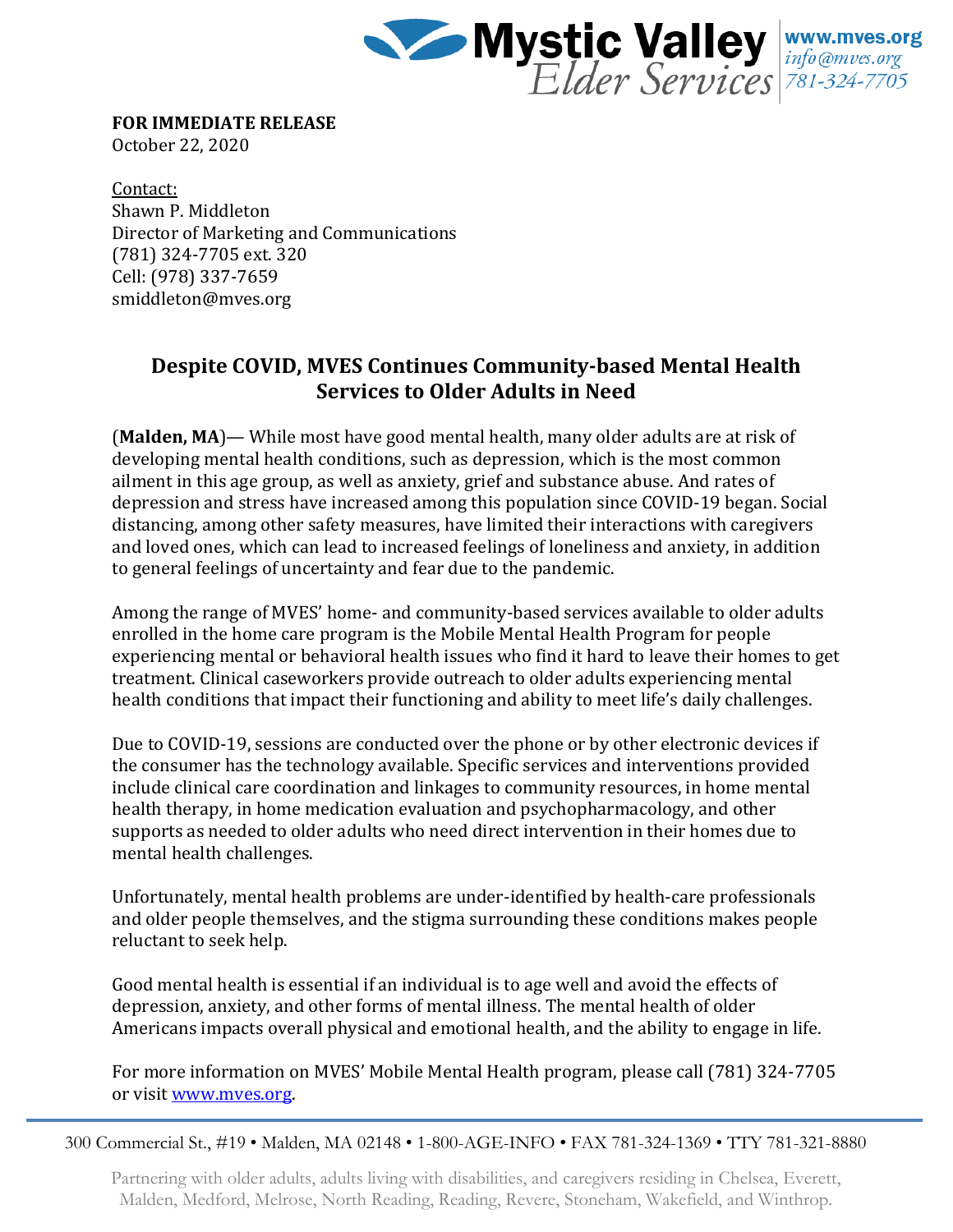Mystic Valley Elder Services
www.mves.org
info@mves.org
781-324-7705

**FOR IMMEDIATE RELEASE**
October 22, 2020

Contact:
Shawn P. Middleton
Director of Marketing and Communications
(781) 324-7705 ext. 320
Cell: (978) 337-7659
smiddleton@mves.org

## Despite COVID, MVES Continues Community-based Mental Health Services to Older Adults in Need

(**Malden, MA**)— While most have good mental health, many older adults are at risk of developing mental health conditions, such as depression, which is the most common ailment in this age group, as well as anxiety, grief and substance abuse. And rates of depression and stress have increased among this population since COVID-19 began. Social distancing, among other safety measures, have limited their interactions with caregivers and loved ones, which can lead to increased feelings of loneliness and anxiety, in addition to general feelings of uncertainty and fear due to the pandemic.

Among the range of MVES' home- and community-based services available to older adults enrolled in the home care program is the Mobile Mental Health Program for people experiencing mental or behavioral health issues who find it hard to leave their homes to get treatment. Clinical caseworkers provide outreach to older adults experiencing mental health conditions that impact their functioning and ability to meet life's daily challenges.

Due to COVID-19, sessions are conducted over the phone or by other electronic devices if the consumer has the technology available. Specific services and interventions provided include clinical care coordination and linkages to community resources, in home mental health therapy, in home medication evaluation and psychopharmacology, and other supports as needed to older adults who need direct intervention in their homes due to mental health challenges.

Unfortunately, mental health problems are under-identified by health-care professionals and older people themselves, and the stigma surrounding these conditions makes people reluctant to seek help.

Good mental health is essential if an individual is to age well and avoid the effects of depression, anxiety, and other forms of mental illness. The mental health of older Americans impacts overall physical and emotional health, and the ability to engage in life.

For more information on MVES' Mobile Mental Health program, please call (781) 324-7705 or visit www.mves.org.

300 Commercial St., #19 • Malden, MA 02148 • 1-800-AGE-INFO • FAX 781-324-1369 • TTY 781-321-8880

Partnering with older adults, adults living with disabilities, and caregivers residing in Chelsea, Everett, Malden, Medford, Melrose, North Reading, Reading, Revere, Stoneham, Wakefield, and Winthrop.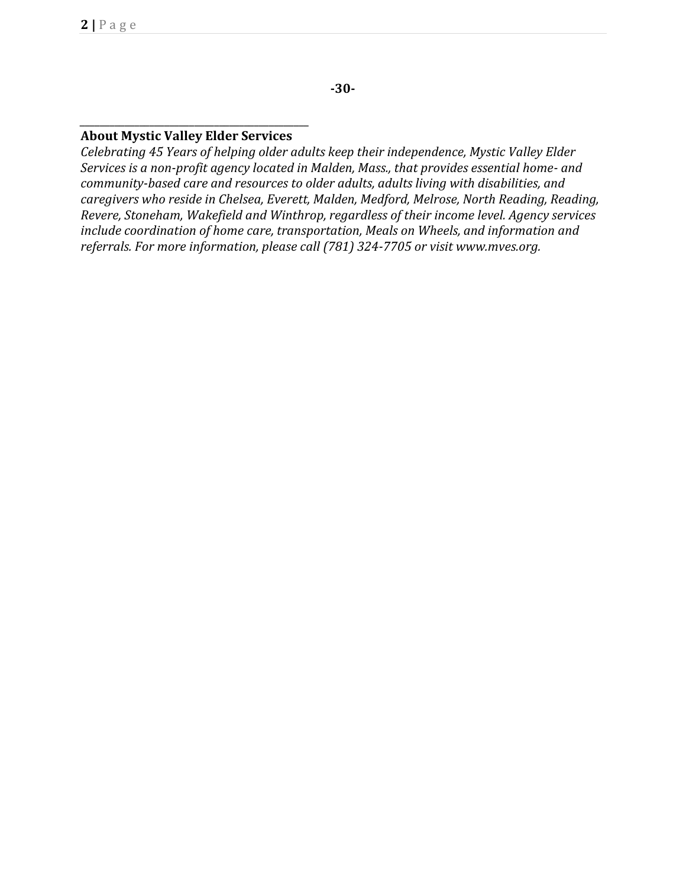**-30-**

---

**About Mystic Valley Elder Services**

*Celebrating 45 Years of helping older adults keep their independence, Mystic Valley Elder Services is a non-profit agency located in Malden, Mass., that provides essential home- and community-based care and resources to older adults, adults living with disabilities, and caregivers who reside in Chelsea, Everett, Malden, Medford, Melrose, North Reading, Reading, Revere, Stoneham, Wakefield and Winthrop, regardless of their income level. Agency services include coordination of home care, transportation, Meals on Wheels, and information and referrals. For more information, please call (781) 324-7705 or visit www.mves.org.*